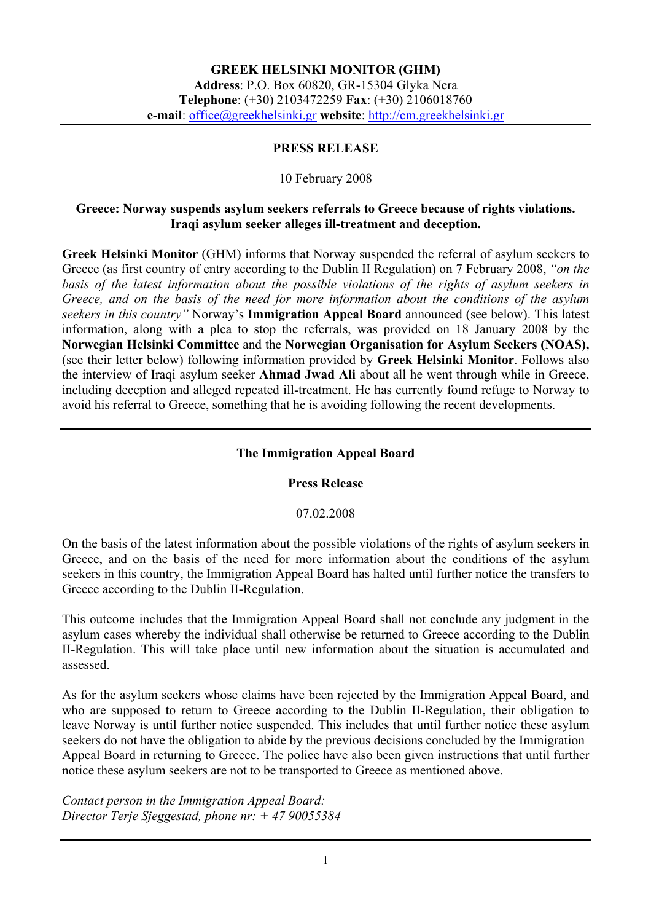**GREEK HELSINKI MONITOR (GHM)**
**Address**: P.O. Box 60820, GR-15304 Glyka Nera
**Telephone**: (+30) 2103472259 **Fax**: (+30) 2106018760
**e-mail**: office@greekhelsinki.gr **website**: http://cm.greekhelsinki.gr

---

**PRESS RELEASE**

10 February 2008

**Greece: Norway suspends asylum seekers referrals to Greece because of rights violations. Iraqi asylum seeker alleges ill-treatment and deception.**

**Greek Helsinki Monitor** (GHM) informs that Norway suspended the referral of asylum seekers to Greece (as first country of entry according to the Dublin II Regulation) on 7 February 2008, *"on the basis of the latest information about the possible violations of the rights of asylum seekers in Greece, and on the basis of the need for more information about the conditions of the asylum seekers in this country"* Norway's **Immigration Appeal Board** announced (see below). This latest information, along with a plea to stop the referrals, was provided on 18 January 2008 by the **Norwegian Helsinki Committee** and the **Norwegian Organisation for Asylum Seekers (NOAS),** (see their letter below) following information provided by **Greek Helsinki Monitor**. Follows also the interview of Iraqi asylum seeker **Ahmad Jwad Ali** about all he went through while in Greece, including deception and alleged repeated ill-treatment. He has currently found refuge to Norway to avoid his referral to Greece, something that he is avoiding following the recent developments.

---

**The Immigration Appeal Board**

**Press Release**

07.02.2008

On the basis of the latest information about the possible violations of the rights of asylum seekers in Greece, and on the basis of the need for more information about the conditions of the asylum seekers in this country, the Immigration Appeal Board has halted until further notice the transfers to Greece according to the Dublin II-Regulation.

This outcome includes that the Immigration Appeal Board shall not conclude any judgment in the asylum cases whereby the individual shall otherwise be returned to Greece according to the Dublin II-Regulation. This will take place until new information about the situation is accumulated and assessed.

As for the asylum seekers whose claims have been rejected by the Immigration Appeal Board, and who are supposed to return to Greece according to the Dublin II-Regulation, their obligation to leave Norway is until further notice suspended. This includes that until further notice these asylum seekers do not have the obligation to abide by the previous decisions concluded by the Immigration Appeal Board in returning to Greece. The police have also been given instructions that until further notice these asylum seekers are not to be transported to Greece as mentioned above.

*Contact person in the Immigration Appeal Board:*
*Director Terje Sjeggestad, phone nr: + 47 90055384*

---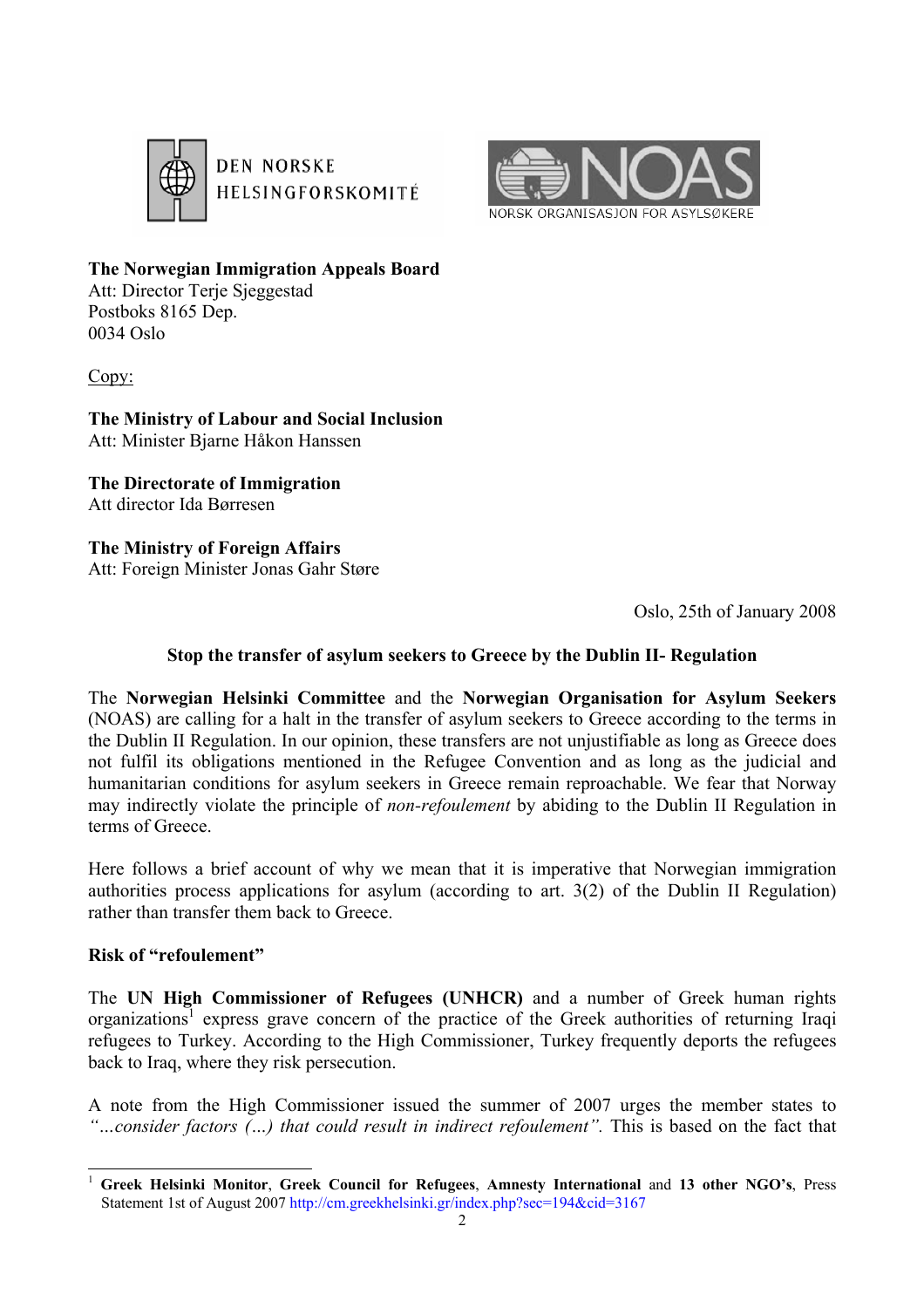DEN NORSKE HELSINGFORSKOMITÉ

NOAS NORSK ORGANISASJON FOR ASYLSØKERE

**The Norwegian Immigration Appeals Board**
Att: Director Terje Sjeggestad
Postboks 8165 Dep.
0034 Oslo

Copy:

**The Ministry of Labour and Social Inclusion**
Att: Minister Bjarne Håkon Hanssen

**The Directorate of Immigration**
Att director Ida Børresen

**The Ministry of Foreign Affairs**
Att: Foreign Minister Jonas Gahr Støre

Oslo, 25th of January 2008

**Stop the transfer of asylum seekers to Greece by the Dublin II- Regulation**

The **Norwegian Helsinki Committee** and the **Norwegian Organisation for Asylum Seekers** (NOAS) are calling for a halt in the transfer of asylum seekers to Greece according to the terms in the Dublin II Regulation. In our opinion, these transfers are not unjustifiable as long as Greece does not fulfil its obligations mentioned in the Refugee Convention and as long as the judicial and humanitarian conditions for asylum seekers in Greece remain reproachable. We fear that Norway may indirectly violate the principle of *non-refoulement* by abiding to the Dublin II Regulation in terms of Greece.

Here follows a brief account of why we mean that it is imperative that Norwegian immigration authorities process applications for asylum (according to art. 3(2) of the Dublin II Regulation) rather than transfer them back to Greece.

**Risk of "refoulement"**

The **UN High Commissioner of Refugees (UNHCR)** and a number of Greek human rights organizations[1] express grave concern of the practice of the Greek authorities of returning Iraqi refugees to Turkey. According to the High Commissioner, Turkey frequently deports the refugees back to Iraq, where they risk persecution.

A note from the High Commissioner issued the summer of 2007 urges the member states to *"…consider factors (…) that could result in indirect refoulement"*. This is based on the fact that

[1] **Greek Helsinki Monitor**, **Greek Council for Refugees**, **Amnesty International** and **13 other NGO's**, Press Statement 1st of August 2007 http://cm.greekhelsinki.gr/index.php?sec=194&cid=3167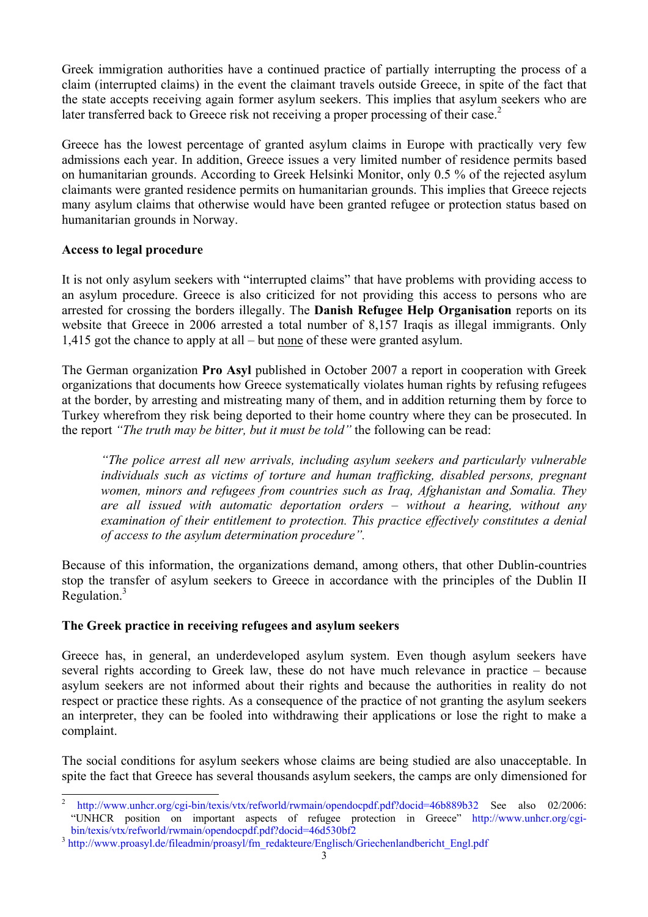Greek immigration authorities have a continued practice of partially interrupting the process of a claim (interrupted claims) in the event the claimant travels outside Greece, in spite of the fact that the state accepts receiving again former asylum seekers. This implies that asylum seekers who are later transferred back to Greece risk not receiving a proper processing of their case.[2]

Greece has the lowest percentage of granted asylum claims in Europe with practically very few admissions each year. In addition, Greece issues a very limited number of residence permits based on humanitarian grounds. According to Greek Helsinki Monitor, only 0.5 % of the rejected asylum claimants were granted residence permits on humanitarian grounds. This implies that Greece rejects many asylum claims that otherwise would have been granted refugee or protection status based on humanitarian grounds in Norway.

**Access to legal procedure**

It is not only asylum seekers with "interrupted claims" that have problems with providing access to an asylum procedure. Greece is also criticized for not providing this access to persons who are arrested for crossing the borders illegally. The **Danish Refugee Help Organisation** reports on its website that Greece in 2006 arrested a total number of 8,157 Iraqis as illegal immigrants. Only 1,415 got the chance to apply at all – but <u>none</u> of these were granted asylum.

The German organization **Pro Asyl** published in October 2007 a report in cooperation with Greek organizations that documents how Greece systematically violates human rights by refusing refugees at the border, by arresting and mistreating many of them, and in addition returning them by force to Turkey wherefrom they risk being deported to their home country where they can be prosecuted. In the report *"The truth may be bitter, but it must be told"* the following can be read:

> *"The police arrest all new arrivals, including asylum seekers and particularly vulnerable individuals such as victims of torture and human trafficking, disabled persons, pregnant women, minors and refugees from countries such as Iraq, Afghanistan and Somalia. They are all issued with automatic deportation orders – without a hearing, without any examination of their entitlement to protection. This practice effectively constitutes a denial of access to the asylum determination procedure".*

Because of this information, the organizations demand, among others, that other Dublin-countries stop the transfer of asylum seekers to Greece in accordance with the principles of the Dublin II Regulation.[3]

**The Greek practice in receiving refugees and asylum seekers**

Greece has, in general, an underdeveloped asylum system. Even though asylum seekers have several rights according to Greek law, these do not have much relevance in practice – because asylum seekers are not informed about their rights and because the authorities in reality do not respect or practice these rights. As a consequence of the practice of not granting the asylum seekers an interpreter, they can be fooled into withdrawing their applications or lose the right to make a complaint.

The social conditions for asylum seekers whose claims are being studied are also unacceptable. In spite the fact that Greece has several thousands asylum seekers, the camps are only dimensioned for

---

[2] http://www.unhcr.org/cgi-bin/texis/vtx/refworld/rwmain/opendocpdf.pdf?docid=46b889b32 See also 02/2006: "UNHCR position on important aspects of refugee protection in Greece" http://www.unhcr.org/cgi-bin/texis/vtx/refworld/rwmain/opendocpdf.pdf?docid=46d530bf2

[3] http://www.proasyl.de/fileadmin/proasyl/fm_redakteure/Englisch/Griechenlandbericht_Engl.pdf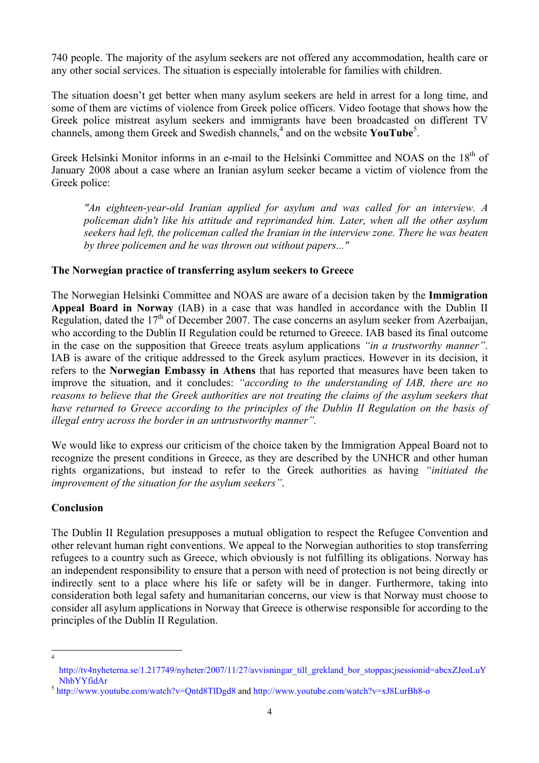740 people. The majority of the asylum seekers are not offered any accommodation, health care or any other social services. The situation is especially intolerable for families with children.

The situation doesn't get better when many asylum seekers are held in arrest for a long time, and some of them are victims of violence from Greek police officers. Video footage that shows how the Greek police mistreat asylum seekers and immigrants have been broadcasted on different TV channels, among them Greek and Swedish channels,[4] and on the website **YouTube**[5].

Greek Helsinki Monitor informs in an e-mail to the Helsinki Committee and NOAS on the 18th of January 2008 about a case where an Iranian asylum seeker became a victim of violence from the Greek police:

> *"An eighteen-year-old Iranian applied for asylum and was called for an interview. A policeman didn't like his attitude and reprimanded him. Later, when all the other asylum seekers had left, the policeman called the Iranian in the interview zone. There he was beaten by three policemen and he was thrown out without papers..."*

**The Norwegian practice of transferring asylum seekers to Greece**

The Norwegian Helsinki Committee and NOAS are aware of a decision taken by the **Immigration Appeal Board in Norway** (IAB) in a case that was handled in accordance with the Dublin II Regulation, dated the 17th of December 2007. The case concerns an asylum seeker from Azerbaijan, who according to the Dublin II Regulation could be returned to Greece. IAB based its final outcome in the case on the supposition that Greece treats asylum applications *"in a trustworthy manner"*. IAB is aware of the critique addressed to the Greek asylum practices. However in its decision, it refers to the **Norwegian Embassy in Athens** that has reported that measures have been taken to improve the situation, and it concludes: *"according to the understanding of IAB, there are no reasons to believe that the Greek authorities are not treating the claims of the asylum seekers that have returned to Greece according to the principles of the Dublin II Regulation on the basis of illegal entry across the border in an untrustworthy manner".*

We would like to express our criticism of the choice taken by the Immigration Appeal Board not to recognize the present conditions in Greece, as they are described by the UNHCR and other human rights organizations, but instead to refer to the Greek authorities as having *"initiated the improvement of the situation for the asylum seekers"*.

**Conclusion**

The Dublin II Regulation presupposes a mutual obligation to respect the Refugee Convention and other relevant human right conventions. We appeal to the Norwegian authorities to stop transferring refugees to a country such as Greece, which obviously is not fulfilling its obligations. Norway has an independent responsibility to ensure that a person with need of protection is not being directly or indirectly sent to a place where his life or safety will be in danger. Furthermore, taking into consideration both legal safety and humanitarian concerns, our view is that Norway must choose to consider all asylum applications in Norway that Greece is otherwise responsible for according to the principles of the Dublin II Regulation.

---

[4] http://tv4nyheterna.se/1.217749/nyheter/2007/11/27/avvisningar_till_grekland_bor_stoppas;jsessionid=abcxZJeoLuYNhbYYfidAr

[5] http://www.youtube.com/watch?v=Qntd8TlDgd8 and http://www.youtube.com/watch?v=xJ8LurBh8-o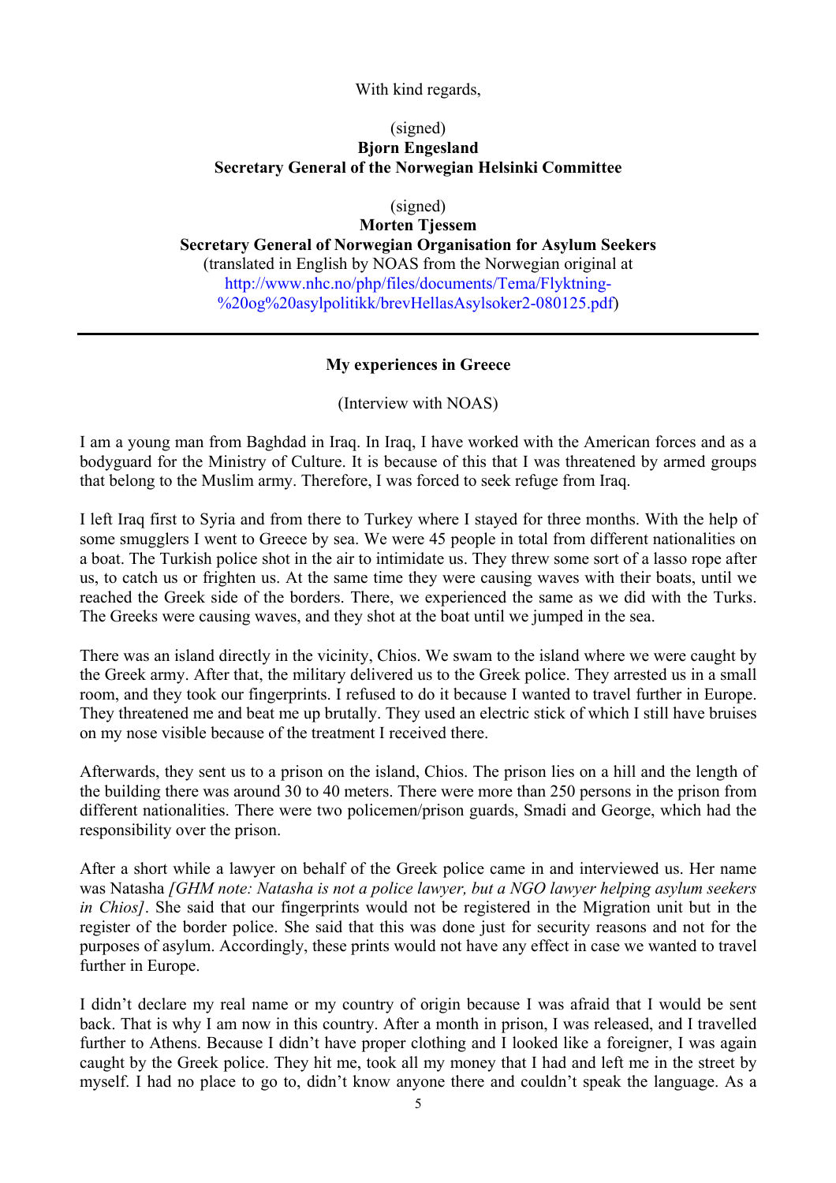With kind regards,

(signed)
**Bjorn Engesland**
**Secretary General of the Norwegian Helsinki Committee**

(signed)
**Morten Tjessem**
**Secretary General of Norwegian Organisation for Asylum Seekers**
(translated in English by NOAS from the Norwegian original at http://www.nhc.no/php/files/documents/Tema/Flyktning-%20og%20asylpolitikk/brevHellasAsylsoker2-080125.pdf)

---

**My experiences in Greece**

(Interview with NOAS)

I am a young man from Baghdad in Iraq. In Iraq, I have worked with the American forces and as a bodyguard for the Ministry of Culture. It is because of this that I was threatened by armed groups that belong to the Muslim army. Therefore, I was forced to seek refuge from Iraq.

I left Iraq first to Syria and from there to Turkey where I stayed for three months. With the help of some smugglers I went to Greece by sea. We were 45 people in total from different nationalities on a boat. The Turkish police shot in the air to intimidate us. They threw some sort of a lasso rope after us, to catch us or frighten us. At the same time they were causing waves with their boats, until we reached the Greek side of the borders. There, we experienced the same as we did with the Turks. The Greeks were causing waves, and they shot at the boat until we jumped in the sea.

There was an island directly in the vicinity, Chios. We swam to the island where we were caught by the Greek army. After that, the military delivered us to the Greek police. They arrested us in a small room, and they took our fingerprints. I refused to do it because I wanted to travel further in Europe. They threatened me and beat me up brutally. They used an electric stick of which I still have bruises on my nose visible because of the treatment I received there.

Afterwards, they sent us to a prison on the island, Chios. The prison lies on a hill and the length of the building there was around 30 to 40 meters. There were more than 250 persons in the prison from different nationalities. There were two policemen/prison guards, Smadi and George, which had the responsibility over the prison.

After a short while a lawyer on behalf of the Greek police came in and interviewed us. Her name was Natasha *[GHM note: Natasha is not a police lawyer, but a NGO lawyer helping asylum seekers in Chios]*. She said that our fingerprints would not be registered in the Migration unit but in the register of the border police. She said that this was done just for security reasons and not for the purposes of asylum. Accordingly, these prints would not have any effect in case we wanted to travel further in Europe.

I didn't declare my real name or my country of origin because I was afraid that I would be sent back. That is why I am now in this country. After a month in prison, I was released, and I travelled further to Athens. Because I didn't have proper clothing and I looked like a foreigner, I was again caught by the Greek police. They hit me, took all my money that I had and left me in the street by myself. I had no place to go to, didn't know anyone there and couldn't speak the language. As a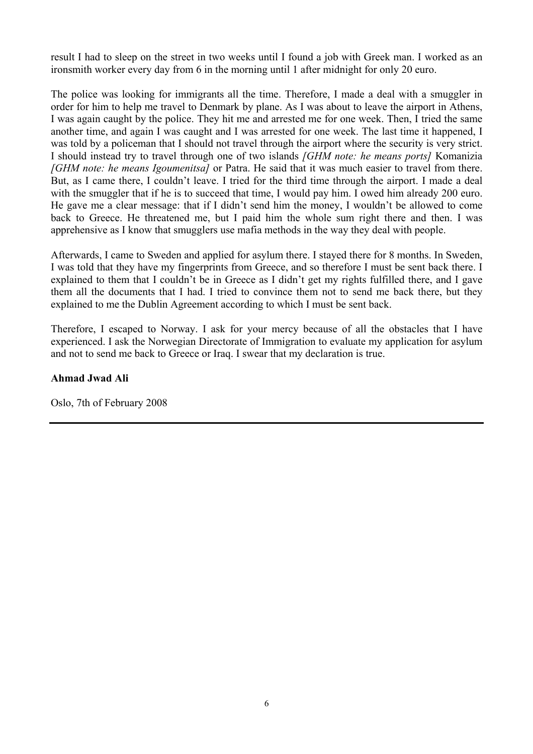result I had to sleep on the street in two weeks until I found a job with Greek man. I worked as an ironsmith worker every day from 6 in the morning until 1 after midnight for only 20 euro.

The police was looking for immigrants all the time. Therefore, I made a deal with a smuggler in order for him to help me travel to Denmark by plane. As I was about to leave the airport in Athens, I was again caught by the police. They hit me and arrested me for one week. Then, I tried the same another time, and again I was caught and I was arrested for one week. The last time it happened, I was told by a policeman that I should not travel through the airport where the security is very strict. I should instead try to travel through one of two islands *[GHM note: he means ports]* Komanizia *[GHM note: he means Igoumenitsa]* or Patra. He said that it was much easier to travel from there. But, as I came there, I couldn't leave. I tried for the third time through the airport. I made a deal with the smuggler that if he is to succeed that time, I would pay him. I owed him already 200 euro. He gave me a clear message: that if I didn't send him the money, I wouldn't be allowed to come back to Greece. He threatened me, but I paid him the whole sum right there and then. I was apprehensive as I know that smugglers use mafia methods in the way they deal with people.

Afterwards, I came to Sweden and applied for asylum there. I stayed there for 8 months. In Sweden, I was told that they have my fingerprints from Greece, and so therefore I must be sent back there. I explained to them that I couldn't be in Greece as I didn't get my rights fulfilled there, and I gave them all the documents that I had. I tried to convince them not to send me back there, but they explained to me the Dublin Agreement according to which I must be sent back.

Therefore, I escaped to Norway. I ask for your mercy because of all the obstacles that I have experienced. I ask the Norwegian Directorate of Immigration to evaluate my application for asylum and not to send me back to Greece or Iraq. I swear that my declaration is true.

**Ahmad Jwad Ali**

Oslo, 7th of February 2008